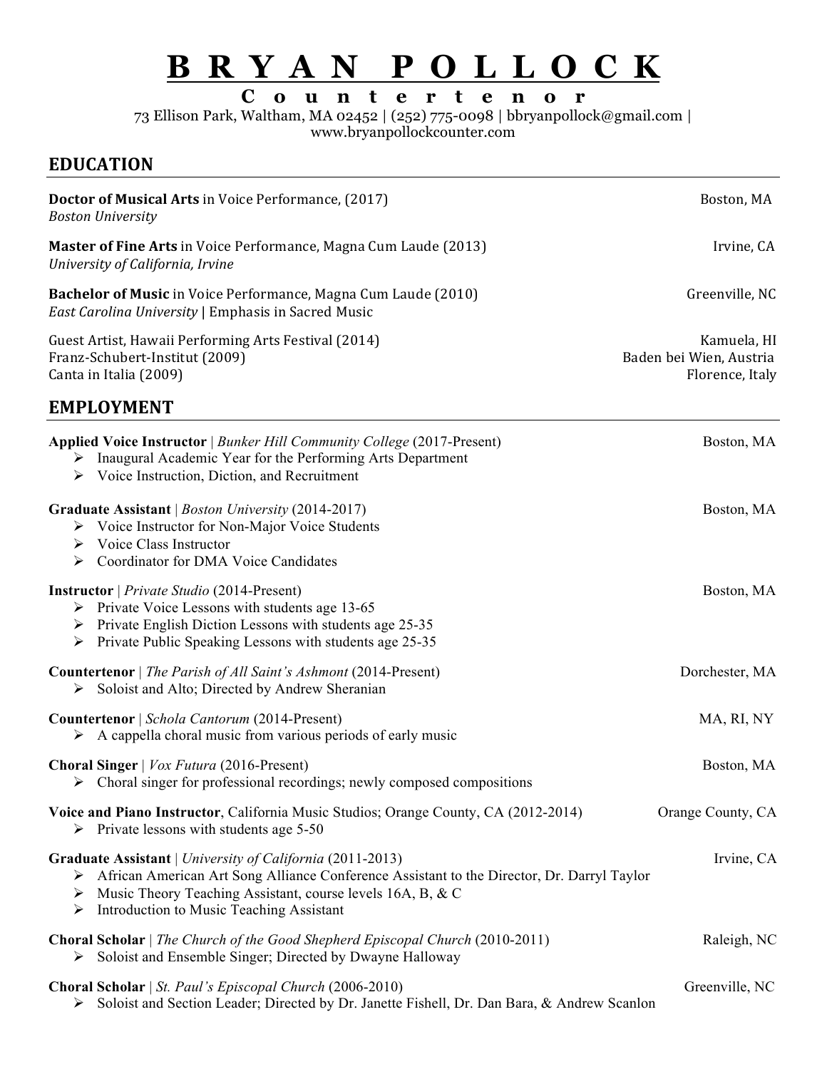# B R Y A N  P O L L O C K

**C o u n t e r t e n o r**

73 Ellison Park, Waltham, MA 02452 | (252) 775-0098 | bbryanpollock@gmail.com | www.bryanpollockcounter.com

## EDUCATION

**Doctor of Musical Arts** in Voice Performance, (2017) — Boston, MA
*Boston University*

**Master of Fine Arts** in Voice Performance, Magna Cum Laude (2013) — Irvine, CA
*University of California, Irvine*

**Bachelor of Music** in Voice Performance, Magna Cum Laude (2010) — Greenville, NC
*East Carolina University* | Emphasis in Sacred Music

Guest Artist, Hawaii Performing Arts Festival (2014) — Kamuela, HI
Franz-Schubert-Institut (2009) — Baden bei Wien, Austria
Canta in Italia (2009) — Florence, Italy

## EMPLOYMENT

**Applied Voice Instructor** | *Bunker Hill Community College* (2017-Present) — Boston, MA
- Inaugural Academic Year for the Performing Arts Department
- Voice Instruction, Diction, and Recruitment

**Graduate Assistant** | *Boston University* (2014-2017) — Boston, MA
- Voice Instructor for Non-Major Voice Students
- Voice Class Instructor
- Coordinator for DMA Voice Candidates

**Instructor** | *Private Studio* (2014-Present) — Boston, MA
- Private Voice Lessons with students age 13-65
- Private English Diction Lessons with students age 25-35
- Private Public Speaking Lessons with students age 25-35

**Countertenor** | *The Parish of All Saint's Ashmont* (2014-Present) — Dorchester, MA
- Soloist and Alto; Directed by Andrew Sheranian

**Countertenor** | *Schola Cantorum* (2014-Present) — MA, RI, NY
- A cappella choral music from various periods of early music

**Choral Singer** | *Vox Futura* (2016-Present) — Boston, MA
- Choral singer for professional recordings; newly composed compositions

**Voice and Piano Instructor**, California Music Studios; Orange County, CA (2012-2014) — Orange County, CA
- Private lessons with students age 5-50

**Graduate Assistant** | *University of California* (2011-2013) — Irvine, CA
- African American Art Song Alliance Conference Assistant to the Director, Dr. Darryl Taylor
- Music Theory Teaching Assistant, course levels 16A, B, & C
- Introduction to Music Teaching Assistant

**Choral Scholar** | *The Church of the Good Shepherd Episcopal Church* (2010-2011) — Raleigh, NC
- Soloist and Ensemble Singer; Directed by Dwayne Halloway

**Choral Scholar** | *St. Paul's Episcopal Church* (2006-2010) — Greenville, NC
- Soloist and Section Leader; Directed by Dr. Janette Fishell, Dr. Dan Bara, & Andrew Scanlon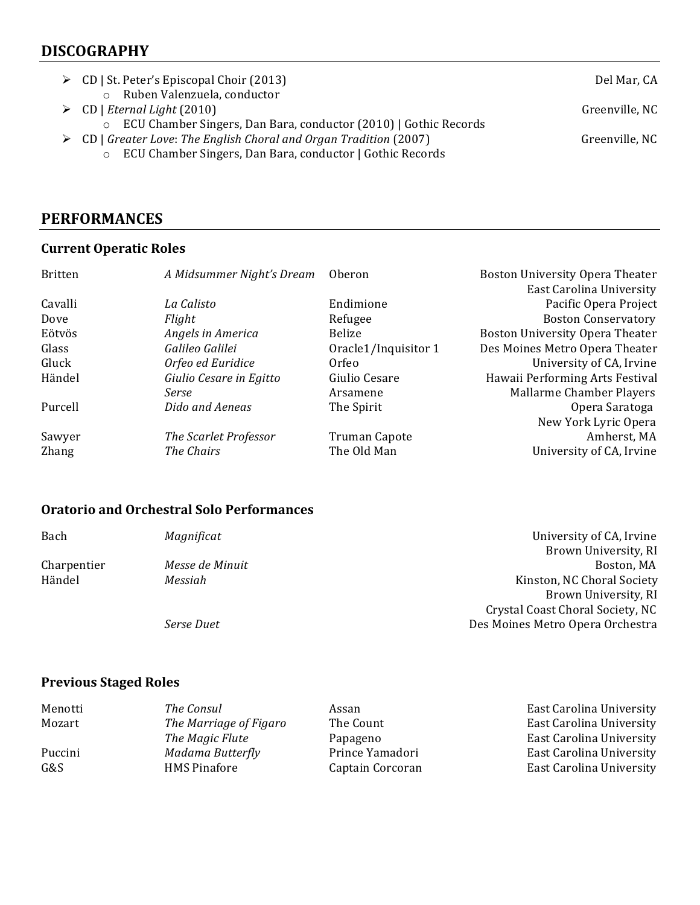## DISCOGRAPHY

- CD | St. Peter's Episcopal Choir (2013) — Del Mar, CA
  - Ruben Valenzuela, conductor
- CD | *Eternal Light* (2010) — Greenville, NC
  - ECU Chamber Singers, Dan Bara, conductor (2010) | Gothic Records
- CD | *Greater Love*: *The English Choral and Organ Tradition* (2007) — Greenville, NC
  - ECU Chamber Singers, Dan Bara, conductor | Gothic Records

## PERFORMANCES

### Current Operatic Roles

| Composer | Work | Role | Venue |
|---|---|---|---|
| Britten | *A Midsummer Night's Dream* | Oberon | Boston University Opera Theater<br>East Carolina University |
| Cavalli | *La Calisto* | Endimione | Pacific Opera Project |
| Dove | *Flight* | Refugee | Boston Conservatory |
| Eötvös | *Angels in America* | Belize | Boston University Opera Theater |
| Glass | *Galileo Galilei* | Oracle1/Inquisitor 1 | Des Moines Metro Opera Theater |
| Gluck | *Orfeo ed Euridice* | Orfeo | University of CA, Irvine |
| Händel | *Giulio Cesare in Egitto* | Giulio Cesare | Hawaii Performing Arts Festival |
| | *Serse* | Arsamene | Mallarme Chamber Players |
| Purcell | *Dido and Aeneas* | The Spirit | Opera Saratoga<br>New York Lyric Opera |
| Sawyer | *The Scarlet Professor* | Truman Capote | Amherst, MA |
| Zhang | *The Chairs* | The Old Man | University of CA, Irvine |

### Oratorio and Orchestral Solo Performances

| Composer | Work | Venue |
|---|---|---|
| Bach | *Magnificat* | University of CA, Irvine<br>Brown University, RI |
| Charpentier | *Messe de Minuit* | Boston, MA |
| Händel | *Messiah* | Kinston, NC Choral Society<br>Brown University, RI<br>Crystal Coast Choral Society, NC |
| | *Serse Duet* | Des Moines Metro Opera Orchestra |

### Previous Staged Roles

| Composer | Work | Role | Venue |
|---|---|---|---|
| Menotti | *The Consul* | Assan | East Carolina University |
| Mozart | *The Marriage of Figaro* | The Count | East Carolina University |
| | *The Magic Flute* | Papageno | East Carolina University |
| Puccini | *Madama Butterfly* | Prince Yamadori | East Carolina University |
| G&S | HMS Pinafore | Captain Corcoran | East Carolina University |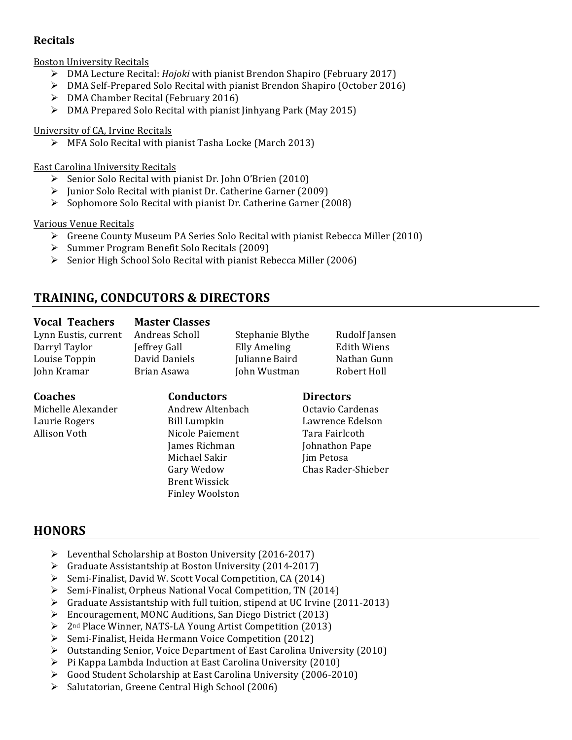### Recitals

Boston University Recitals

- DMA Lecture Recital: *Hojoki* with pianist Brendon Shapiro (February 2017)
- DMA Self-Prepared Solo Recital with pianist Brendon Shapiro (October 2016)
- DMA Chamber Recital (February 2016)
- DMA Prepared Solo Recital with pianist Jinhyang Park (May 2015)

University of CA, Irvine Recitals

- MFA Solo Recital with pianist Tasha Locke (March 2013)

East Carolina University Recitals

- Senior Solo Recital with pianist Dr. John O'Brien (2010)
- Junior Solo Recital with pianist Dr. Catherine Garner (2009)
- Sophomore Solo Recital with pianist Dr. Catherine Garner (2008)

Various Venue Recitals

- Greene County Museum PA Series Solo Recital with pianist Rebecca Miller (2010)
- Summer Program Benefit Solo Recitals (2009)
- Senior High School Solo Recital with pianist Rebecca Miller (2006)

## TRAINING, CONDCUTORS & DIRECTORS

| **Vocal Teachers** | **Master Classes** | | |
|---|---|---|---|
| Lynn Eustis, current | Andreas Scholl | Stephanie Blythe | Rudolf Jansen |
| Darryl Taylor | Jeffrey Gall | Elly Ameling | Edith Wiens |
| Louise Toppin | David Daniels | Julianne Baird | Nathan Gunn |
| John Kramar | Brian Asawa | John Wustman | Robert Holl |

| **Coaches** | **Conductors** | **Directors** |
|---|---|---|
| Michelle Alexander | Andrew Altenbach | Octavio Cardenas |
| Laurie Rogers | Bill Lumpkin | Lawrence Edelson |
| Allison Voth | Nicole Paiement | Tara Fairlcoth |
| | James Richman | Johnathon Pape |
| | Michael Sakir | Jim Petosa |
| | Gary Wedow | Chas Rader-Shieber |
| | Brent Wissick | |
| | Finley Woolston | |

## HONORS

- Leventhal Scholarship at Boston University (2016-2017)
- Graduate Assistantship at Boston University (2014-2017)
- Semi-Finalist, David W. Scott Vocal Competition, CA (2014)
- Semi-Finalist, Orpheus National Vocal Competition, TN (2014)
- Graduate Assistantship with full tuition, stipend at UC Irvine (2011-2013)
- Encouragement, MONC Auditions, San Diego District (2013)
- 2nd Place Winner, NATS-LA Young Artist Competition (2013)
- Semi-Finalist, Heida Hermann Voice Competition (2012)
- Outstanding Senior, Voice Department of East Carolina University (2010)
- Pi Kappa Lambda Induction at East Carolina University (2010)
- Good Student Scholarship at East Carolina University (2006-2010)
- Salutatorian, Greene Central High School (2006)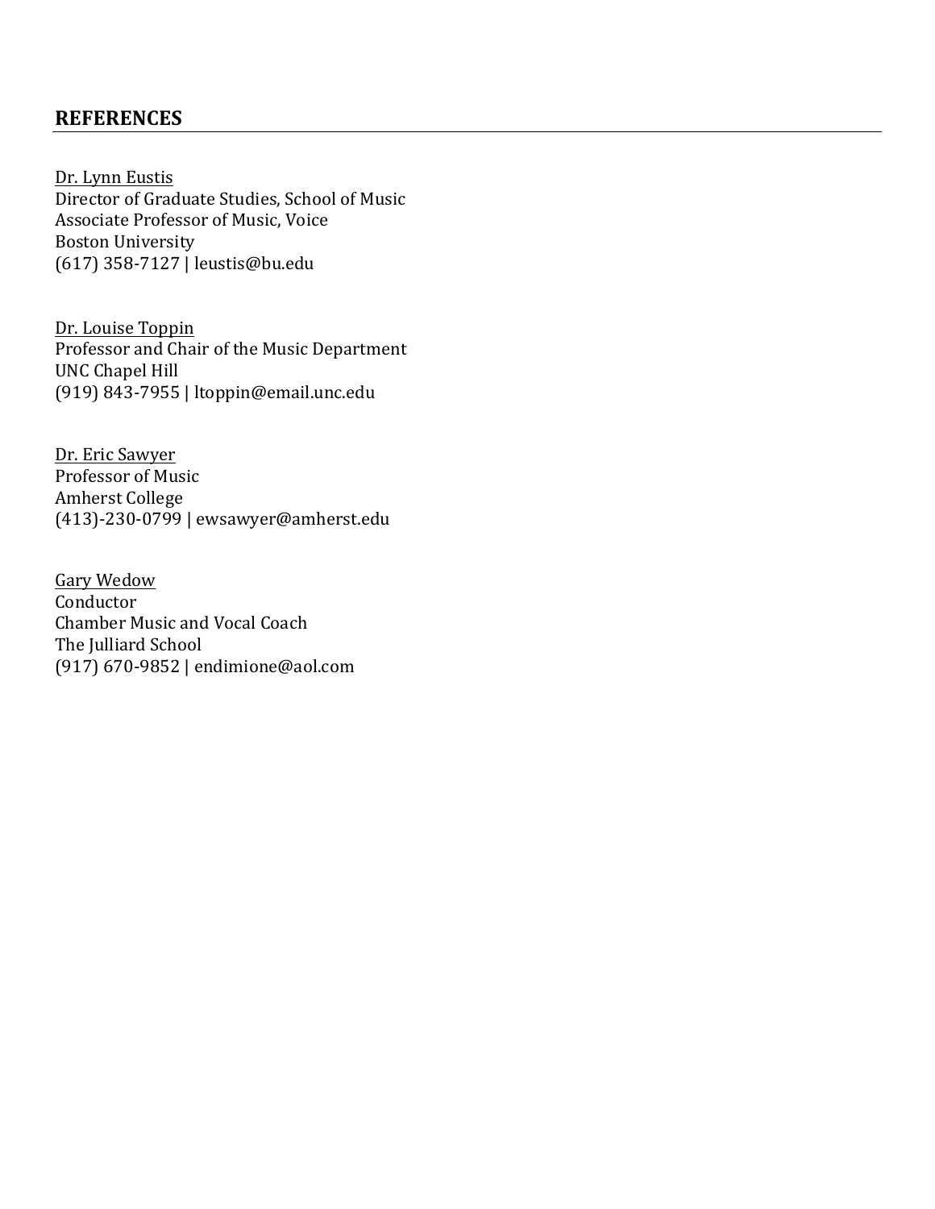## REFERENCES

Dr. Lynn Eustis
Director of Graduate Studies, School of Music
Associate Professor of Music, Voice
Boston University
(617) 358-7127 | leustis@bu.edu

Dr. Louise Toppin
Professor and Chair of the Music Department
UNC Chapel Hill
(919) 843-7955 | ltoppin@email.unc.edu

Dr. Eric Sawyer
Professor of Music
Amherst College
(413)-230-0799 | ewsawyer@amherst.edu

Gary Wedow
Conductor
Chamber Music and Vocal Coach
The Julliard School
(917) 670-9852 | endimione@aol.com